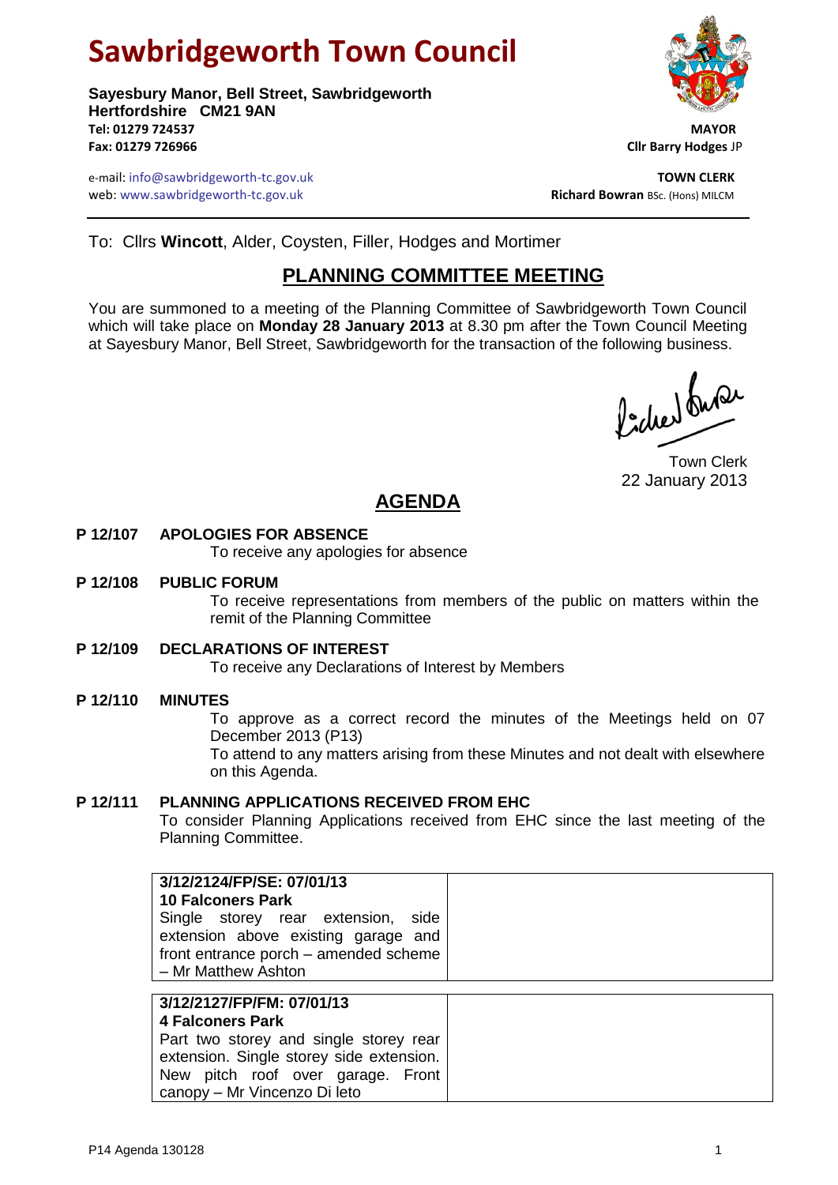# Sawbridgeworth Town Council

**Sayesbury Manor, Bell Street, Sawbridgeworth**
**Hertfordshire CM21 9AN**
**Tel: 01279 724537**
**Fax: 01279 726966**

e-mail: info@sawbridgeworth-tc.gov.uk
web: www.sawbridgeworth-tc.gov.uk

**MAYOR**
**Cllr Barry Hodges** JP

**TOWN CLERK**
**Richard Bowran** BSc. (Hons) MILCM

To: Cllrs **Wincott**, Alder, Coysten, Filler, Hodges and Mortimer

## PLANNING COMMITTEE MEETING

You are summoned to a meeting of the Planning Committee of Sawbridgeworth Town Council which will take place on **Monday 28 January 2013** at 8.30 pm after the Town Council Meeting at Sayesbury Manor, Bell Street, Sawbridgeworth for the transaction of the following business.

Town Clerk
22 January 2013

## AGENDA

**P 12/107 APOLOGIES FOR ABSENCE**
To receive any apologies for absence

**P 12/108 PUBLIC FORUM**
To receive representations from members of the public on matters within the remit of the Planning Committee

**P 12/109 DECLARATIONS OF INTEREST**
To receive any Declarations of Interest by Members

**P 12/110 MINUTES**
To approve as a correct record the minutes of the Meetings held on 07 December 2013 (P13)
To attend to any matters arising from these Minutes and not dealt with elsewhere on this Agenda.

**P 12/111 PLANNING APPLICATIONS RECEIVED FROM EHC**
To consider Planning Applications received from EHC since the last meeting of the Planning Committee.

| **3/12/2124/FP/SE: 07/01/13**<br>**10 Falconers Park**<br>Single storey rear extension, side extension above existing garage and front entrance porch – amended scheme – Mr Matthew Ashton | |
|---|---|

| **3/12/2127/FP/FM: 07/01/13**<br>**4 Falconers Park**<br>Part two storey and single storey rear extension. Single storey side extension. New pitch roof over garage. Front canopy – Mr Vincenzo Di leto | |
|---|---|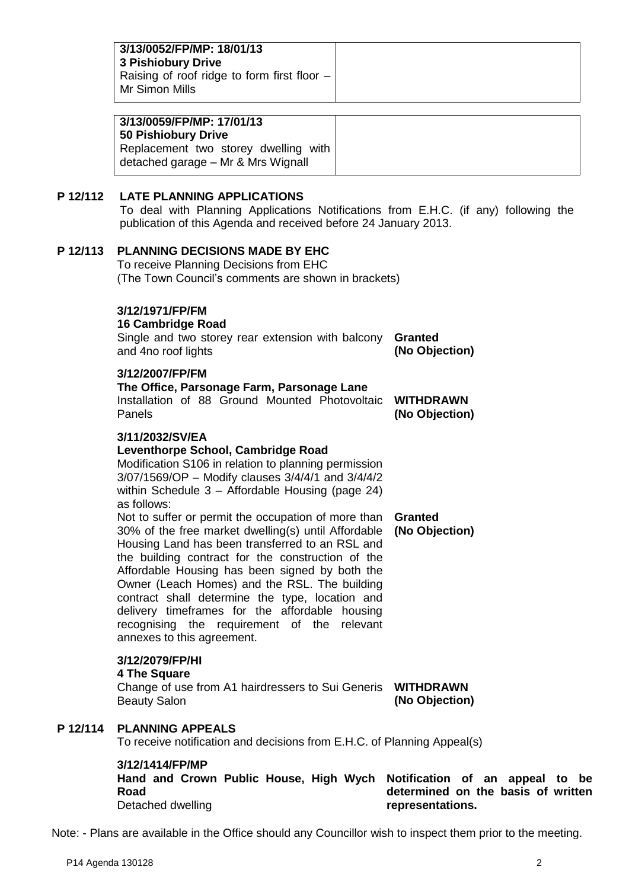| | |
|---|---|
| **3/13/0052/FP/MP: 18/01/13**<br>**3 Pishiobury Drive**<br>Raising of roof ridge to form first floor – Mr Simon Mills | |

| | |
|---|---|
| **3/13/0059/FP/MP: 17/01/13**<br>**50 Pishiobury Drive**<br>Replacement two storey dwelling with detached garage – Mr & Mrs Wignall | |

**P 12/112 LATE PLANNING APPLICATIONS**

To deal with Planning Applications Notifications from E.H.C. (if any) following the publication of this Agenda and received before 24 January 2013.

**P 12/113 PLANNING DECISIONS MADE BY EHC**

To receive Planning Decisions from EHC
(The Town Council's comments are shown in brackets)

| | |
|---|---|
| **3/12/1971/FP/FM**<br>**16 Cambridge Road**<br>Single and two storey rear extension with balcony and 4no roof lights | **Granted**<br>**(No Objection)** |
| **3/12/2007/FP/FM**<br>**The Office, Parsonage Farm, Parsonage Lane**<br>Installation of 88 Ground Mounted Photovoltaic Panels | **WITHDRAWN**<br>**(No Objection)** |
| **3/11/2032/SV/EA**<br>**Leventhorpe School, Cambridge Road**<br>Modification S106 in relation to planning permission 3/07/1569/OP – Modify clauses 3/4/4/1 and 3/4/4/2 within Schedule 3 – Affordable Housing (page 24) as follows:<br>Not to suffer or permit the occupation of more than 30% of the free market dwelling(s) until Affordable Housing Land has been transferred to an RSL and the building contract for the construction of the Affordable Housing has been signed by both the Owner (Leach Homes) and the RSL. The building contract shall determine the type, location and delivery timeframes for the affordable housing recognising the requirement of the relevant annexes to this agreement. | **Granted**<br>**(No Objection)** |
| **3/12/2079/FP/HI**<br>**4 The Square**<br>Change of use from A1 hairdressers to Sui Generis Beauty Salon | **WITHDRAWN**<br>**(No Objection)** |

**P 12/114 PLANNING APPEALS**

To receive notification and decisions from E.H.C. of Planning Appeal(s)

| | |
|---|---|
| **3/12/1414/FP/MP**<br>**Hand and Crown Public House, High Wych Road**<br>Detached dwelling | **Notification of an appeal to be determined on the basis of written representations.** |

Note: - Plans are available in the Office should any Councillor wish to inspect them prior to the meeting.